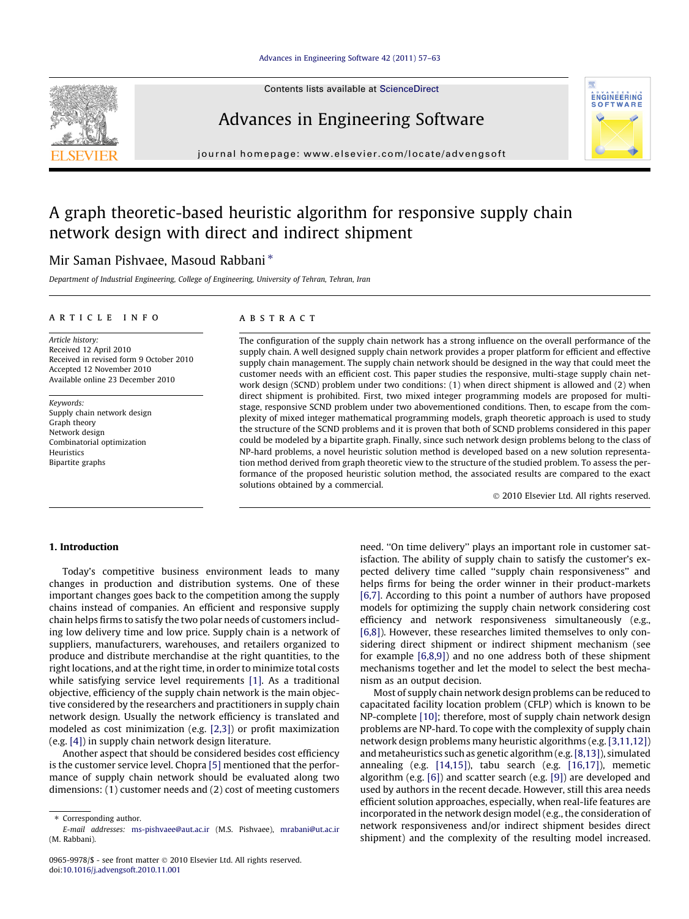Contents lists available at ScienceDirect

# Advances in Engineering Software

journal homepage: www.elsevier.com/locate/advengsoft

# A graph theoretic-based heuristic algorithm for responsive supply chain network design with direct and indirect shipment

Mir Saman Pishvaee, Masoud Rabbani *

*Department of Industrial Engineering, College of Engineering, University of Tehran, Tehran, Iran*

## ARTICLE INFO

*Article history:*
Received 12 April 2010
Received in revised form 9 October 2010
Accepted 12 November 2010
Available online 23 December 2010

*Keywords:*
Supply chain network design
Graph theory
Network design
Combinatorial optimization
Heuristics
Bipartite graphs

## ABSTRACT

The configuration of the supply chain network has a strong influence on the overall performance of the supply chain. A well designed supply chain network provides a proper platform for efficient and effective supply chain management. The supply chain network should be designed in the way that could meet the customer needs with an efficient cost. This paper studies the responsive, multi-stage supply chain network design (SCND) problem under two conditions: (1) when direct shipment is allowed and (2) when direct shipment is prohibited. First, two mixed integer programming models are proposed for multi-stage, responsive SCND problem under two abovementioned conditions. Then, to escape from the complexity of mixed integer mathematical programming models, graph theoretic approach is used to study the structure of the SCND problems and it is proven that both of SCND problems considered in this paper could be modeled by a bipartite graph. Finally, since such network design problems belong to the class of NP-hard problems, a novel heuristic solution method is developed based on a new solution representation method derived from graph theoretic view to the structure of the studied problem. To assess the performance of the proposed heuristic solution method, the associated results are compared to the exact solutions obtained by a commercial.

© 2010 Elsevier Ltd. All rights reserved.

## 1. Introduction

Today's competitive business environment leads to many changes in production and distribution systems. One of these important changes goes back to the competition among the supply chains instead of companies. An efficient and responsive supply chain helps firms to satisfy the two polar needs of customers including low delivery time and low price. Supply chain is a network of suppliers, manufacturers, warehouses, and retailers organized to produce and distribute merchandise at the right quantities, to the right locations, and at the right time, in order to minimize total costs while satisfying service level requirements [1]. As a traditional objective, efficiency of the supply chain network is the main objective considered by the researchers and practitioners in supply chain network design. Usually the network efficiency is translated and modeled as cost minimization (e.g. [2,3]) or profit maximization (e.g. [4]) in supply chain network design literature.

Another aspect that should be considered besides cost efficiency is the customer service level. Chopra [5] mentioned that the performance of supply chain network should be evaluated along two dimensions: (1) customer needs and (2) cost of meeting customers need. ''On time delivery'' plays an important role in customer satisfaction. The ability of supply chain to satisfy the customer's expected delivery time called ''supply chain responsiveness'' and helps firms for being the order winner in their product-markets [6,7]. According to this point a number of authors have proposed models for optimizing the supply chain network considering cost efficiency and network responsiveness simultaneously (e.g., [6,8]). However, these researches limited themselves to only considering direct shipment or indirect shipment mechanism (see for example [6,8,9]) and no one address both of these shipment mechanisms together and let the model to select the best mechanism as an output decision.

Most of supply chain network design problems can be reduced to capacitated facility location problem (CFLP) which is known to be NP-complete [10]; therefore, most of supply chain network design problems are NP-hard. To cope with the complexity of supply chain network design problems many heuristic algorithms (e.g. [3,11,12]) and metaheuristics such as genetic algorithm (e.g. [8,13]), simulated annealing (e.g. [14,15]), tabu search (e.g. [16,17]), memetic algorithm (e.g. [6]) and scatter search (e.g. [9]) are developed and used by authors in the recent decade. However, still this area needs efficient solution approaches, especially, when real-life features are incorporated in the network design model (e.g., the consideration of network responsiveness and/or indirect shipment besides direct shipment) and the complexity of the resulting model increased.

* Corresponding author.
*E-mail addresses:* ms-pishvaee@aut.ac.ir (M.S. Pishvaee), mrabani@ut.ac.ir (M. Rabbani).

0965-9978/$ - see front matter © 2010 Elsevier Ltd. All rights reserved.
doi:10.1016/j.advengsoft.2010.11.001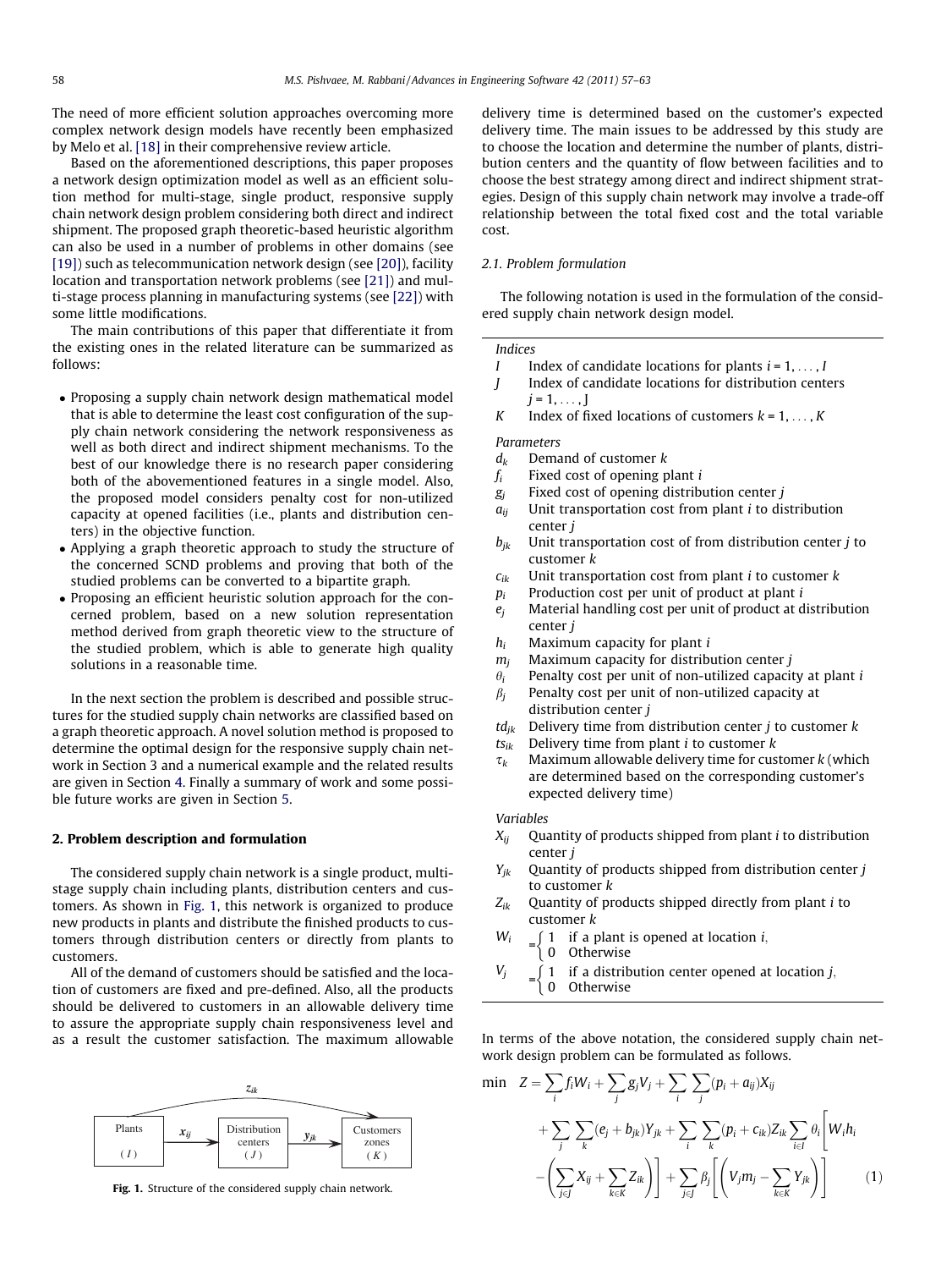The need of more efficient solution approaches overcoming more complex network design models have recently been emphasized by Melo et al. [18] in their comprehensive review article.

Based on the aforementioned descriptions, this paper proposes a network design optimization model as well as an efficient solution method for multi-stage, single product, responsive supply chain network design problem considering both direct and indirect shipment. The proposed graph theoretic-based heuristic algorithm can also be used in a number of problems in other domains (see [19]) such as telecommunication network design (see [20]), facility location and transportation network problems (see [21]) and multi-stage process planning in manufacturing systems (see [22]) with some little modifications.

The main contributions of this paper that differentiate it from the existing ones in the related literature can be summarized as follows:

- Proposing a supply chain network design mathematical model that is able to determine the least cost configuration of the supply chain network considering the network responsiveness as well as both direct and indirect shipment mechanisms. To the best of our knowledge there is no research paper considering both of the abovementioned features in a single model. Also, the proposed model considers penalty cost for non-utilized capacity at opened facilities (i.e., plants and distribution centers) in the objective function.
- Applying a graph theoretic approach to study the structure of the concerned SCND problems and proving that both of the studied problems can be converted to a bipartite graph.
- Proposing an efficient heuristic solution approach for the concerned problem, based on a new solution representation method derived from graph theoretic view to the structure of the studied problem, which is able to generate high quality solutions in a reasonable time.

In the next section the problem is described and possible structures for the studied supply chain networks are classified based on a graph theoretic approach. A novel solution method is proposed to determine the optimal design for the responsive supply chain network in Section 3 and a numerical example and the related results are given in Section 4. Finally a summary of work and some possible future works are given in Section 5.

## 2. Problem description and formulation

The considered supply chain network is a single product, multi-stage supply chain including plants, distribution centers and customers. As shown in Fig. 1, this network is organized to produce new products in plants and distribute the finished products to customers through distribution centers or directly from plants to customers.

All of the demand of customers should be satisfied and the location of customers are fixed and pre-defined. Also, all the products should be delivered to customers in an allowable delivery time to assure the appropriate supply chain responsiveness level and as a result the customer satisfaction. The maximum allowable delivery time is determined based on the customer's expected delivery time. The main issues to be addressed by this study are to choose the location and determine the number of plants, distribution centers and the quantity of flow between facilities and to choose the best strategy among direct and indirect shipment strategies. Design of this supply chain network may involve a trade-off relationship between the total fixed cost and the total variable cost.

$z_{ik}$

Plants ($I$) —$x_{ij}$→ Distribution centers ($J$) —$y_{jk}$→ Customers zones ($K$)

**Fig. 1.** Structure of the considered supply chain network.

### 2.1. Problem formulation

The following notation is used in the formulation of the considered supply chain network design model.

*Indices*

- $I$ — Index of candidate locations for plants $i = 1, \ldots, I$
- $J$ — Index of candidate locations for distribution centers $j = 1, \ldots, J$
- $K$ — Index of fixed locations of customers $k = 1, \ldots, K$

*Parameters*

- $d_k$ — Demand of customer $k$
- $f_i$ — Fixed cost of opening plant $i$
- $g_j$ — Fixed cost of opening distribution center $j$
- $a_{ij}$ — Unit transportation cost from plant $i$ to distribution center $j$
- $b_{jk}$ — Unit transportation cost of from distribution center $j$ to customer $k$
- $c_{ik}$ — Unit transportation cost from plant $i$ to customer $k$
- $p_i$ — Production cost per unit of product at plant $i$
- $e_j$ — Material handling cost per unit of product at distribution center $j$
- $h_i$ — Maximum capacity for plant $i$
- $m_j$ — Maximum capacity for distribution center $j$
- $\theta_i$ — Penalty cost per unit of non-utilized capacity at plant $i$
- $\beta_j$ — Penalty cost per unit of non-utilized capacity at distribution center $j$
- $td_{jk}$ — Delivery time from distribution center $j$ to customer $k$
- $ts_{ik}$ — Delivery time from plant $i$ to customer $k$
- $\tau_k$ — Maximum allowable delivery time for customer $k$ (which are determined based on the corresponding customer's expected delivery time)

*Variables*

- $X_{ij}$ — Quantity of products shipped from plant $i$ to distribution center $j$
- $Y_{jk}$ — Quantity of products shipped from distribution center $j$ to customer $k$
- $Z_{ik}$ — Quantity of products shipped directly from plant $i$ to customer $k$
- $W_i$ — $= \begin{cases} 1 & \text{if a plant is opened at location } i, \\ 0 & \text{Otherwise} \end{cases}$
- $V_j$ — $= \begin{cases} 1 & \text{if a distribution center opened at location } j, \\ 0 & \text{Otherwise} \end{cases}$

In terms of the above notation, the considered supply chain network design problem can be formulated as follows.

$$\min \quad Z = \sum_i f_i W_i + \sum_j g_j V_j + \sum_i \sum_j (p_i + a_{ij}) X_{ij} + \sum_j \sum_k (e_j + b_{jk}) Y_{jk} + \sum_i \sum_k (p_i + c_{ik}) Z_{ik} \sum_{i \in I} \theta_i \left[ W_i h_i - \left( \sum_{j \in J} X_{ij} + \sum_{k \in K} Z_{ik} \right) \right] + \sum_{j \in J} \beta_j \left[ \left( V_j m_j - \sum_{k \in K} Y_{jk} \right) \right] \tag{1}$$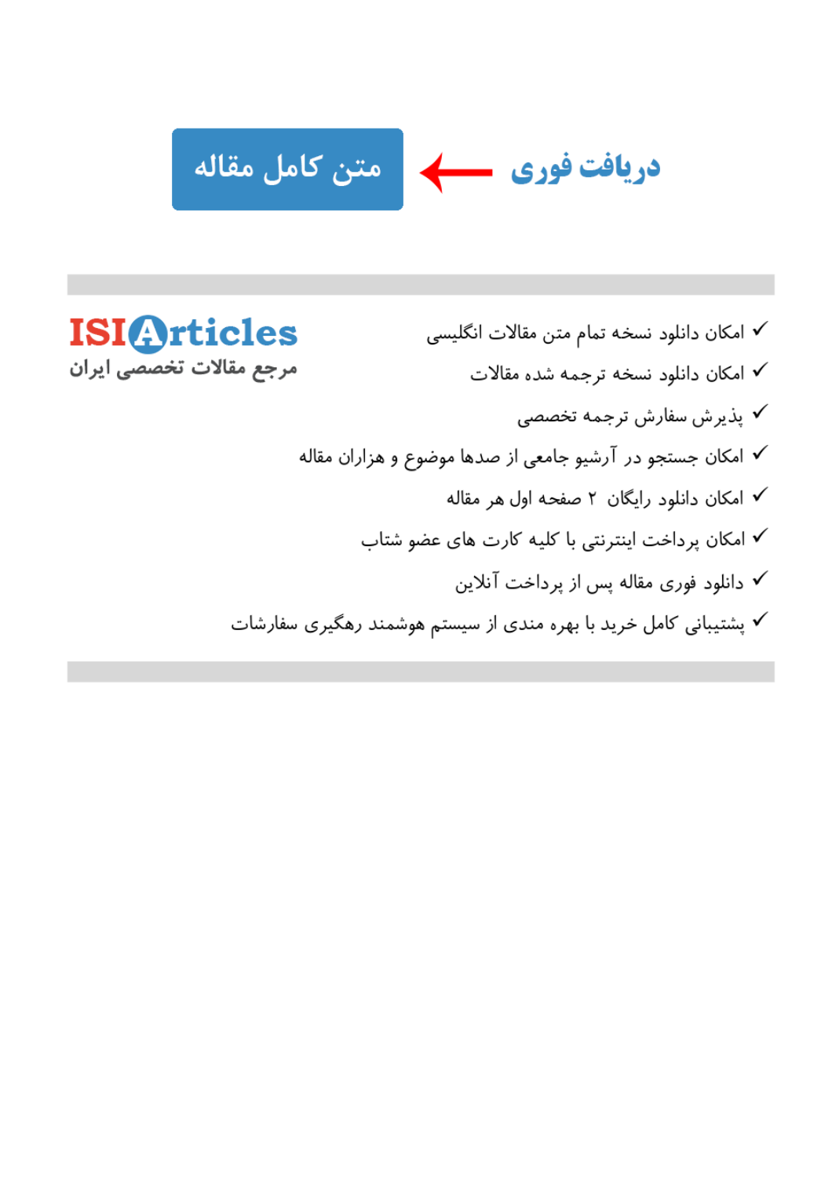دریافت فوری ← متن کامل مقاله

ISIArticles
مرجع مقالات تخصصی ایران

- ✓ امکان دانلود نسخه تمام متن مقالات انگلیسی
- ✓ امکان دانلود نسخه ترجمه شده مقالات
- ✓ پذیرش سفارش ترجمه تخصصی
- ✓ امکان جستجو در آرشیو جامعی از صدها موضوع و هزاران مقاله
- ✓ امکان دانلود رایگان ۲ صفحه اول هر مقاله
- ✓ امکان پرداخت اینترنتی با کلیه کارت های عضو شتاب
- ✓ دانلود فوری مقاله پس از پرداخت آنلاین
- ✓ پشتیبانی کامل خرید با بهره مندی از سیستم هوشمند رهگیری سفارشات